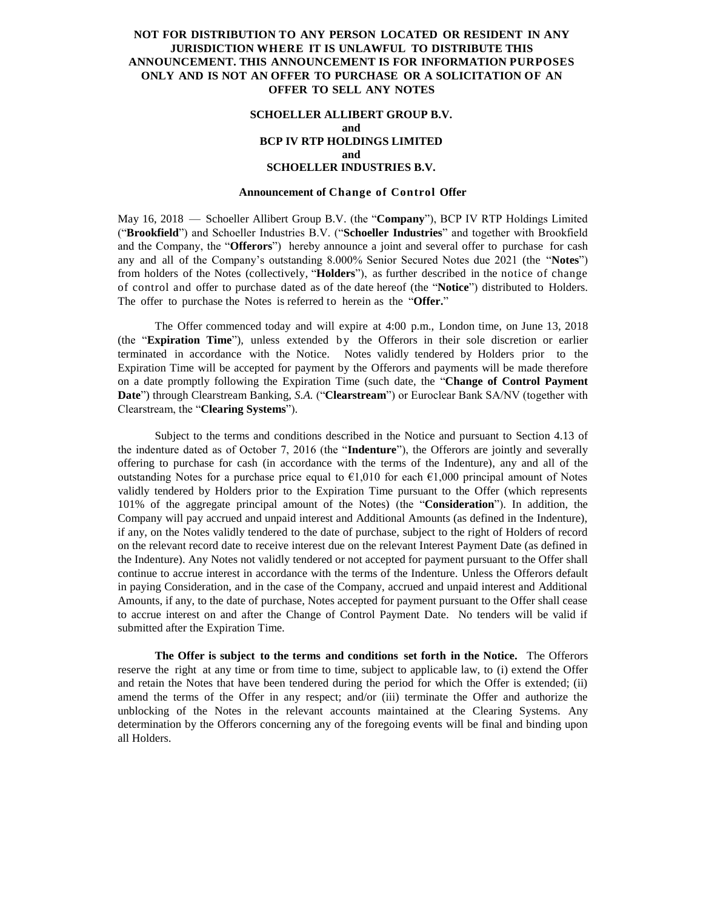**NOT FOR DISTRIBUTION TO ANY PERSON LOCATED OR RESIDENT IN ANY JURISDICTION WHERE IT IS UNLAWFUL TO DISTRIBUTE THIS ANNOUNCEMENT. THIS ANNOUNCEMENT IS FOR INFORMATION PURPOSES ONLY AND IS NOT AN OFFER TO PURCHASE OR A SOLICITATION OF AN OFFER TO SELL ANY NOTES**

**SCHOELLER ALLIBERT GROUP B.V.**
**and**
**BCP IV RTP HOLDINGS LIMITED**
**and**
**SCHOELLER INDUSTRIES B.V.**

**Announcement of Change of Control Offer**

May 16, 2018 — Schoeller Allibert Group B.V. (the "**Company**"), BCP IV RTP Holdings Limited ("**Brookfield**") and Schoeller Industries B.V. ("**Schoeller Industries**" and together with Brookfield and the Company, the "**Offerors**") hereby announce a joint and several offer to purchase for cash any and all of the Company's outstanding 8.000% Senior Secured Notes due 2021 (the "**Notes**") from holders of the Notes (collectively, "**Holders**"), as further described in the notice of change of control and offer to purchase dated as of the date hereof (the "**Notice**") distributed to Holders. The offer to purchase the Notes is referred to herein as the "**Offer.**"

The Offer commenced today and will expire at 4:00 p.m., London time, on June 13, 2018 (the "**Expiration Time**"), unless extended by the Offerors in their sole discretion or earlier terminated in accordance with the Notice. Notes validly tendered by Holders prior to the Expiration Time will be accepted for payment by the Offerors and payments will be made therefore on a date promptly following the Expiration Time (such date, the "**Change of Control Payment Date**") through Clearstream Banking, *S.A.* ("**Clearstream**") or Euroclear Bank SA/NV (together with Clearstream, the "**Clearing Systems**").

Subject to the terms and conditions described in the Notice and pursuant to Section 4.13 of the indenture dated as of October 7, 2016 (the "**Indenture**"), the Offerors are jointly and severally offering to purchase for cash (in accordance with the terms of the Indenture), any and all of the outstanding Notes for a purchase price equal to €1,010 for each €1,000 principal amount of Notes validly tendered by Holders prior to the Expiration Time pursuant to the Offer (which represents 101% of the aggregate principal amount of the Notes) (the "**Consideration**"). In addition, the Company will pay accrued and unpaid interest and Additional Amounts (as defined in the Indenture), if any, on the Notes validly tendered to the date of purchase, subject to the right of Holders of record on the relevant record date to receive interest due on the relevant Interest Payment Date (as defined in the Indenture). Any Notes not validly tendered or not accepted for payment pursuant to the Offer shall continue to accrue interest in accordance with the terms of the Indenture. Unless the Offerors default in paying Consideration, and in the case of the Company, accrued and unpaid interest and Additional Amounts, if any, to the date of purchase, Notes accepted for payment pursuant to the Offer shall cease to accrue interest on and after the Change of Control Payment Date. No tenders will be valid if submitted after the Expiration Time.

**The Offer is subject to the terms and conditions set forth in the Notice.** The Offerors reserve the right at any time or from time to time, subject to applicable law, to (i) extend the Offer and retain the Notes that have been tendered during the period for which the Offer is extended; (ii) amend the terms of the Offer in any respect; and/or (iii) terminate the Offer and authorize the unblocking of the Notes in the relevant accounts maintained at the Clearing Systems. Any determination by the Offerors concerning any of the foregoing events will be final and binding upon all Holders.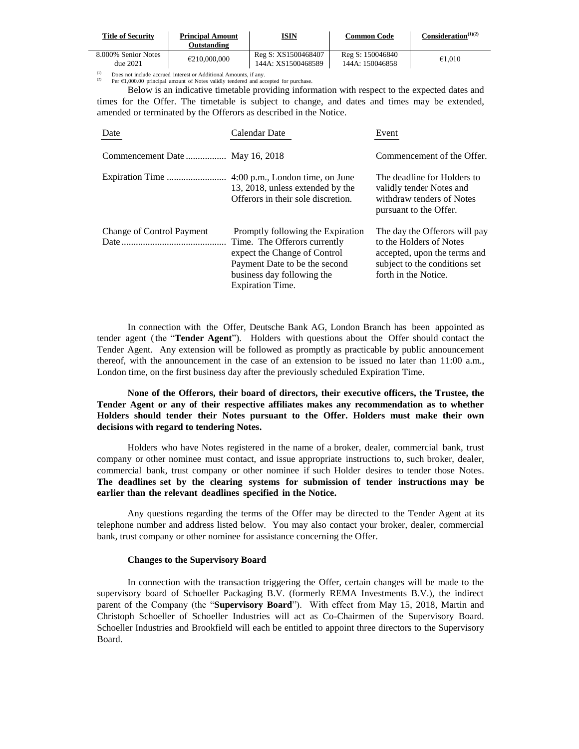| Title of Security | Principal Amount Outstanding | ISIN | Common Code | Consideration[(1)(2)] |
| --- | --- | --- | --- | --- |
| 8.000% Senior Notes due 2021 | €210,000,000 | Reg S: XS1500468407<br>144A: XS1500468589 | Reg S: 150046840<br>144A: 150046858 | €1,010 |

(1) Does not include accrued interest or Additional Amounts, if any.
(2) Per €1,000.00 principal amount of Notes validly tendered and accepted for purchase.

Below is an indicative timetable providing information with respect to the expected dates and times for the Offer. The timetable is subject to change, and dates and times may be extended, amended or terminated by the Offerors as described in the Notice.

| Date | Calendar Date | Event |
| --- | --- | --- |
| Commencement Date | May 16, 2018 | Commencement of the Offer. |
| Expiration Time | 4:00 p.m., London time, on June 13, 2018, unless extended by the Offerors in their sole discretion. | The deadline for Holders to validly tender Notes and withdraw tenders of Notes pursuant to the Offer. |
| Change of Control Payment Date | Promptly following the Expiration Time. The Offerors currently expect the Change of Control Payment Date to be the second business day following the Expiration Time. | The day the Offerors will pay to the Holders of Notes accepted, upon the terms and subject to the conditions set forth in the Notice. |

In connection with the Offer, Deutsche Bank AG, London Branch has been appointed as tender agent (the "**Tender Agent**"). Holders with questions about the Offer should contact the Tender Agent. Any extension will be followed as promptly as practicable by public announcement thereof, with the announcement in the case of an extension to be issued no later than 11:00 a.m., London time, on the first business day after the previously scheduled Expiration Time.

**None of the Offerors, their board of directors, their executive officers, the Trustee, the Tender Agent or any of their respective affiliates makes any recommendation as to whether Holders should tender their Notes pursuant to the Offer. Holders must make their own decisions with regard to tendering Notes.**

Holders who have Notes registered in the name of a broker, dealer, commercial bank, trust company or other nominee must contact, and issue appropriate instructions to, such broker, dealer, commercial bank, trust company or other nominee if such Holder desires to tender those Notes. **The deadlines set by the clearing systems for submission of tender instructions may be earlier than the relevant deadlines specified in the Notice.**

Any questions regarding the terms of the Offer may be directed to the Tender Agent at its telephone number and address listed below. You may also contact your broker, dealer, commercial bank, trust company or other nominee for assistance concerning the Offer.

**Changes to the Supervisory Board**

In connection with the transaction triggering the Offer, certain changes will be made to the supervisory board of Schoeller Packaging B.V. (formerly REMA Investments B.V.), the indirect parent of the Company (the "**Supervisory Board**"). With effect from May 15, 2018, Martin and Christoph Schoeller of Schoeller Industries will act as Co-Chairmen of the Supervisory Board. Schoeller Industries and Brookfield will each be entitled to appoint three directors to the Supervisory Board.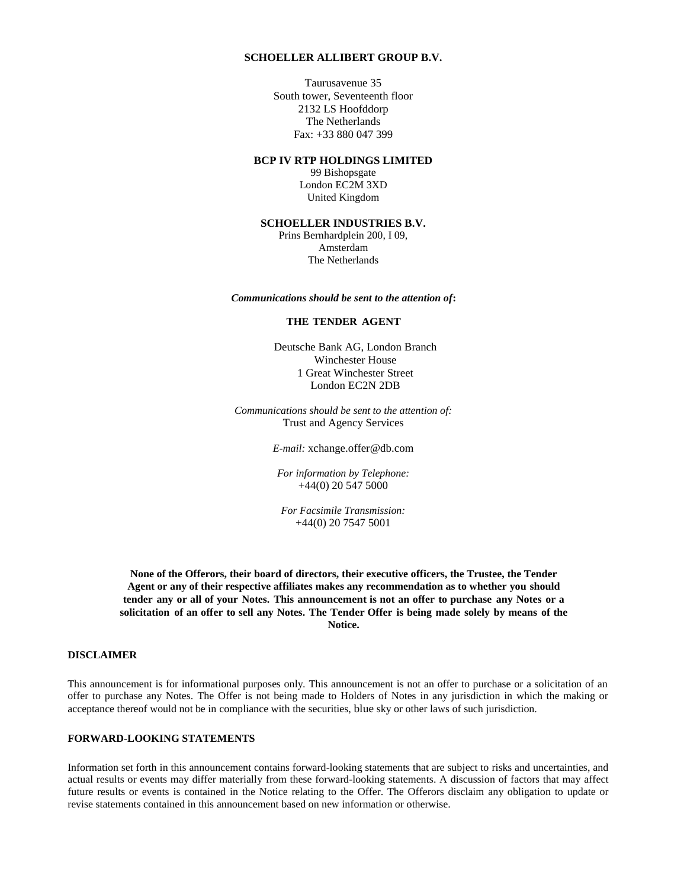**SCHOELLER ALLIBERT GROUP B.V.**

Taurusavenue 35
South tower, Seventeenth floor
2132 LS Hoofddorp
The Netherlands
Fax: +33 880 047 399

**BCP IV RTP HOLDINGS LIMITED**

99 Bishopsgate
London EC2M 3XD
United Kingdom

**SCHOELLER INDUSTRIES B.V.**

Prins Bernhardplein 200, I 09,
Amsterdam
The Netherlands

***Communications should be sent to the attention of*:**

**THE TENDER AGENT**

Deutsche Bank AG, London Branch
Winchester House
1 Great Winchester Street
London EC2N 2DB

*Communications should be sent to the attention of:*
Trust and Agency Services

*E-mail:* xchange.offer@db.com

*For information by Telephone:*
+44(0) 20 547 5000

*For Facsimile Transmission:*
+44(0) 20 7547 5001

**None of the Offerors, their board of directors, their executive officers, the Trustee, the Tender Agent or any of their respective affiliates makes any recommendation as to whether you should tender any or all of your Notes. This announcement is not an offer to purchase any Notes or a solicitation of an offer to sell any Notes. The Tender Offer is being made solely by means of the Notice.**

**DISCLAIMER**

This announcement is for informational purposes only. This announcement is not an offer to purchase or a solicitation of an offer to purchase any Notes. The Offer is not being made to Holders of Notes in any jurisdiction in which the making or acceptance thereof would not be in compliance with the securities, blue sky or other laws of such jurisdiction.

**FORWARD-LOOKING STATEMENTS**

Information set forth in this announcement contains forward-looking statements that are subject to risks and uncertainties, and actual results or events may differ materially from these forward-looking statements. A discussion of factors that may affect future results or events is contained in the Notice relating to the Offer. The Offerors disclaim any obligation to update or revise statements contained in this announcement based on new information or otherwise.